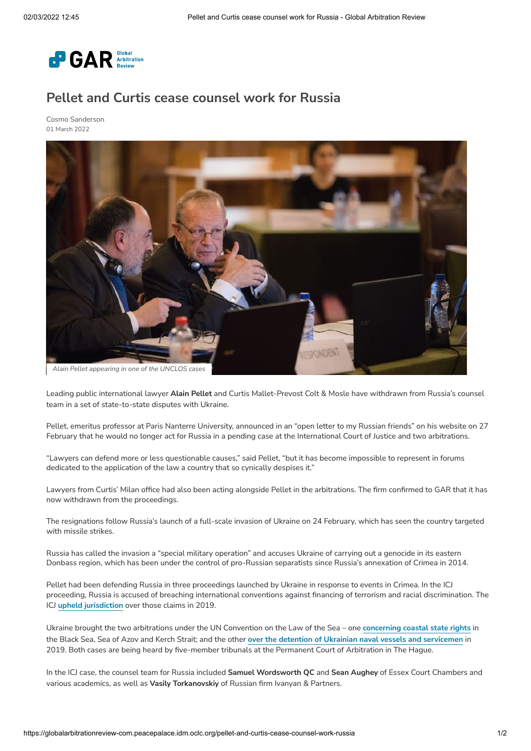# Pellet and Curtis cease counsel work for Russia

Cosmo Sanderson
01 March 2022

Alain Pellet appearing in one of the UNCLOS cases

Leading public international lawyer **Alain Pellet** and Curtis Mallet-Prevost Colt & Mosle have withdrawn from Russia's counsel team in a set of state-to-state disputes with Ukraine.

Pellet, emeritus professor at Paris Nanterre University, announced in an "open letter to my Russian friends" on his website on 27 February that he would no longer act for Russia in a pending case at the International Court of Justice and two arbitrations.

"Lawyers can defend more or less questionable causes," said Pellet, "but it has become impossible to represent in forums dedicated to the application of the law a country that so cynically despises it."

Lawyers from Curtis' Milan office had also been acting alongside Pellet in the arbitrations. The firm confirmed to GAR that it has now withdrawn from the proceedings.

The resignations follow Russia's launch of a full-scale invasion of Ukraine on 24 February, which has seen the country targeted with missile strikes.

Russia has called the invasion a "special military operation" and accuses Ukraine of carrying out a genocide in its eastern Donbass region, which has been under the control of pro-Russian separatists since Russia's annexation of Crimea in 2014.

Pellet had been defending Russia in three proceedings launched by Ukraine in response to events in Crimea. In the ICJ proceeding, Russia is accused of breaching international conventions against financing of terrorism and racial discrimination. The ICJ **upheld jurisdiction** over those claims in 2019.

Ukraine brought the two arbitrations under the UN Convention on the Law of the Sea – one **concerning coastal state rights** in the Black Sea, Sea of Azov and Kerch Strait; and the other **over the detention of Ukrainian naval vessels and servicemen** in 2019. Both cases are being heard by five-member tribunals at the Permanent Court of Arbitration in The Hague.

In the ICJ case, the counsel team for Russia included **Samuel Wordsworth QC** and **Sean Aughey** of Essex Court Chambers and various academics, as well as **Vasily Torkanovskiy** of Russian firm Ivanyan & Partners.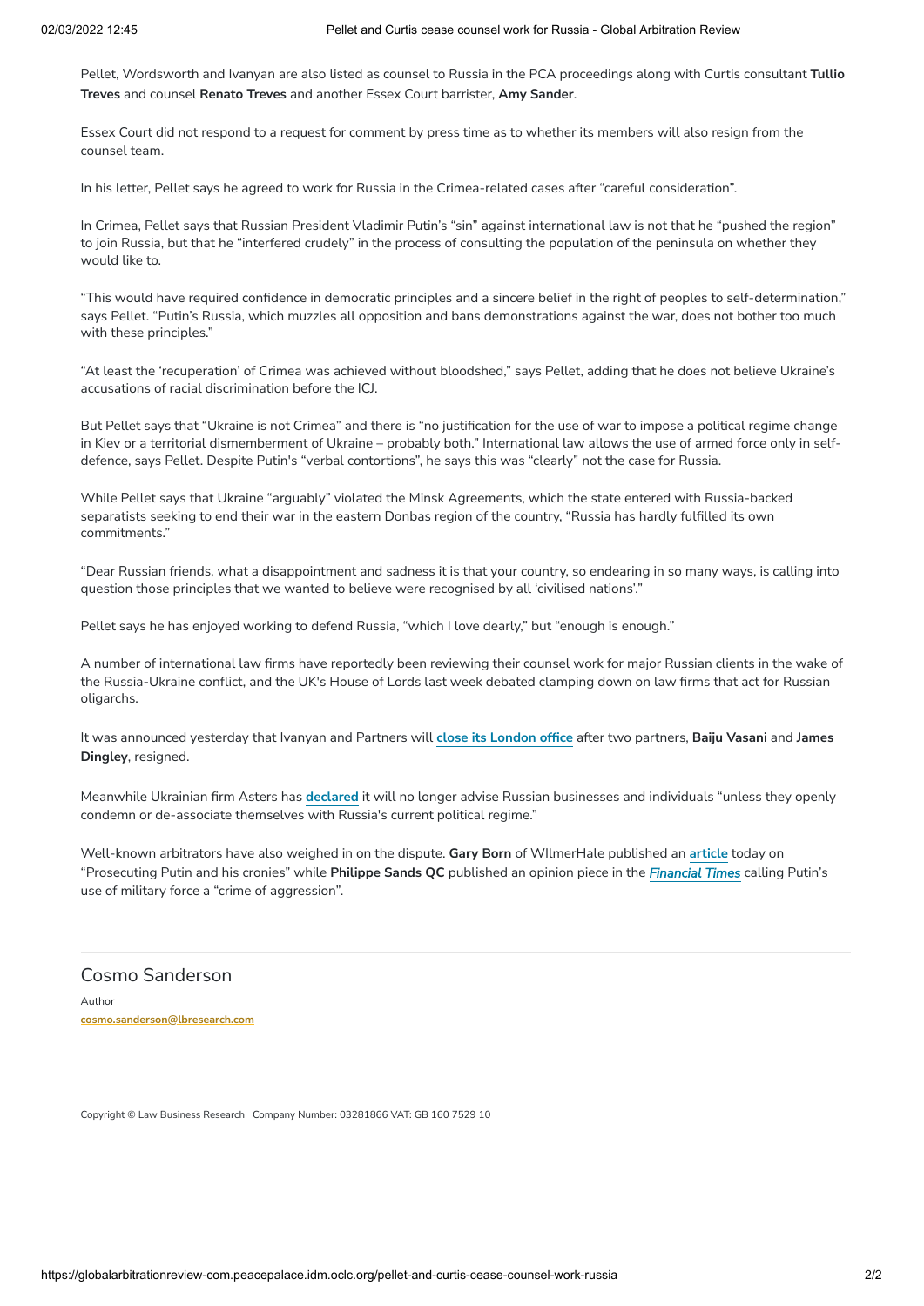Pellet, Wordsworth and Ivanyan are also listed as counsel to Russia in the PCA proceedings along with Curtis consultant **Tullio Treves** and counsel **Renato Treves** and another Essex Court barrister, **Amy Sander**.

Essex Court did not respond to a request for comment by press time as to whether its members will also resign from the counsel team.

In his letter, Pellet says he agreed to work for Russia in the Crimea-related cases after "careful consideration".

In Crimea, Pellet says that Russian President Vladimir Putin's "sin" against international law is not that he "pushed the region" to join Russia, but that he "interfered crudely" in the process of consulting the population of the peninsula on whether they would like to.

"This would have required confidence in democratic principles and a sincere belief in the right of peoples to self-determination," says Pellet. "Putin's Russia, which muzzles all opposition and bans demonstrations against the war, does not bother too much with these principles."

"At least the 'recuperation' of Crimea was achieved without bloodshed," says Pellet, adding that he does not believe Ukraine's accusations of racial discrimination before the ICJ.

But Pellet says that "Ukraine is not Crimea" and there is "no justification for the use of war to impose a political regime change in Kiev or a territorial dismemberment of Ukraine – probably both." International law allows the use of armed force only in self-defence, says Pellet. Despite Putin's "verbal contortions", he says this was "clearly" not the case for Russia.

While Pellet says that Ukraine "arguably" violated the Minsk Agreements, which the state entered with Russia-backed separatists seeking to end their war in the eastern Donbas region of the country, "Russia has hardly fulfilled its own commitments."

"Dear Russian friends, what a disappointment and sadness it is that your country, so endearing in so many ways, is calling into question those principles that we wanted to believe were recognised by all 'civilised nations'."

Pellet says he has enjoyed working to defend Russia, "which I love dearly," but "enough is enough."

A number of international law firms have reportedly been reviewing their counsel work for major Russian clients in the wake of the Russia-Ukraine conflict, and the UK's House of Lords last week debated clamping down on law firms that act for Russian oligarchs.

It was announced yesterday that Ivanyan and Partners will **close its London office** after two partners, **Baiju Vasani** and **James Dingley**, resigned.

Meanwhile Ukrainian firm Asters has **declared** it will no longer advise Russian businesses and individuals "unless they openly condemn or de-associate themselves with Russia's current political regime."

Well-known arbitrators have also weighed in on the dispute. **Gary Born** of WIlmerHale published an **article** today on "Prosecuting Putin and his cronies" while **Philippe Sands QC** published an opinion piece in the ***Financial Times*** calling Putin's use of military force a "crime of aggression".

## Cosmo Sanderson

Author

**cosmo.sanderson@lbresearch.com**

Copyright © Law Business Research Company Number: 03281866 VAT: GB 160 7529 10